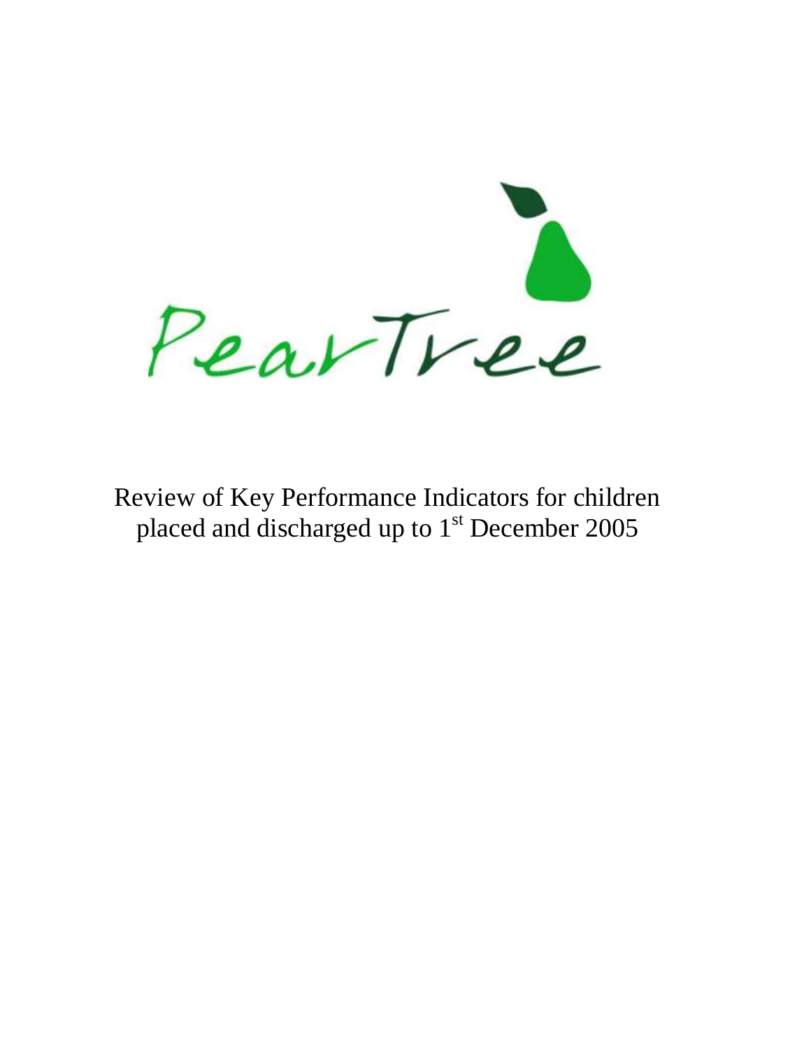PearTree

# Review of Key Performance Indicators for children placed and discharged up to 1st December 2005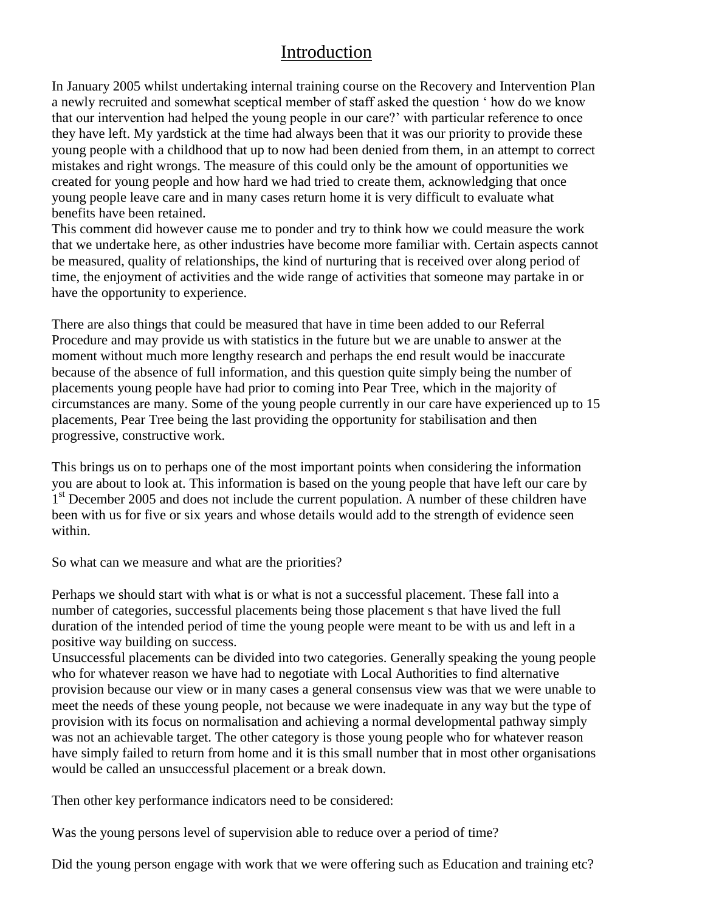# Introduction

In January 2005 whilst undertaking internal training course on the Recovery and Intervention Plan a newly recruited and somewhat sceptical member of staff asked the question ' how do we know that our intervention had helped the young people in our care?' with particular reference to once they have left. My yardstick at the time had always been that it was our priority to provide these young people with a childhood that up to now had been denied from them, in an attempt to correct mistakes and right wrongs. The measure of this could only be the amount of opportunities we created for young people and how hard we had tried to create them, acknowledging that once young people leave care and in many cases return home it is very difficult to evaluate what benefits have been retained.
This comment did however cause me to ponder and try to think how we could measure the work that we undertake here, as other industries have become more familiar with. Certain aspects cannot be measured, quality of relationships, the kind of nurturing that is received over along period of time, the enjoyment of activities and the wide range of activities that someone may partake in or have the opportunity to experience.

There are also things that could be measured that have in time been added to our Referral Procedure and may provide us with statistics in the future but we are unable to answer at the moment without much more lengthy research and perhaps the end result would be inaccurate because of the absence of full information, and this question quite simply being the number of placements young people have had prior to coming into Pear Tree, which in the majority of circumstances are many. Some of the young people currently in our care have experienced up to 15 placements, Pear Tree being the last providing the opportunity for stabilisation and then progressive, constructive work.

This brings us on to perhaps one of the most important points when considering the information you are about to look at. This information is based on the young people that have left our care by 1st December 2005 and does not include the current population. A number of these children have been with us for five or six years and whose details would add to the strength of evidence seen within.

So what can we measure and what are the priorities?

Perhaps we should start with what is or what is not a successful placement. These fall into a number of categories, successful placements being those placement s that have lived the full duration of the intended period of time the young people were meant to be with us and left in a positive way building on success.
Unsuccessful placements can be divided into two categories. Generally speaking the young people who for whatever reason we have had to negotiate with Local Authorities to find alternative provision because our view or in many cases a general consensus view was that we were unable to meet the needs of these young people, not because we were inadequate in any way but the type of provision with its focus on normalisation and achieving a normal developmental pathway simply was not an achievable target. The other category is those young people who for whatever reason have simply failed to return from home and it is this small number that in most other organisations would be called an unsuccessful placement or a break down.

Then other key performance indicators need to be considered:

Was the young persons level of supervision able to reduce over a period of time?

Did the young person engage with work that we were offering such as Education and training etc?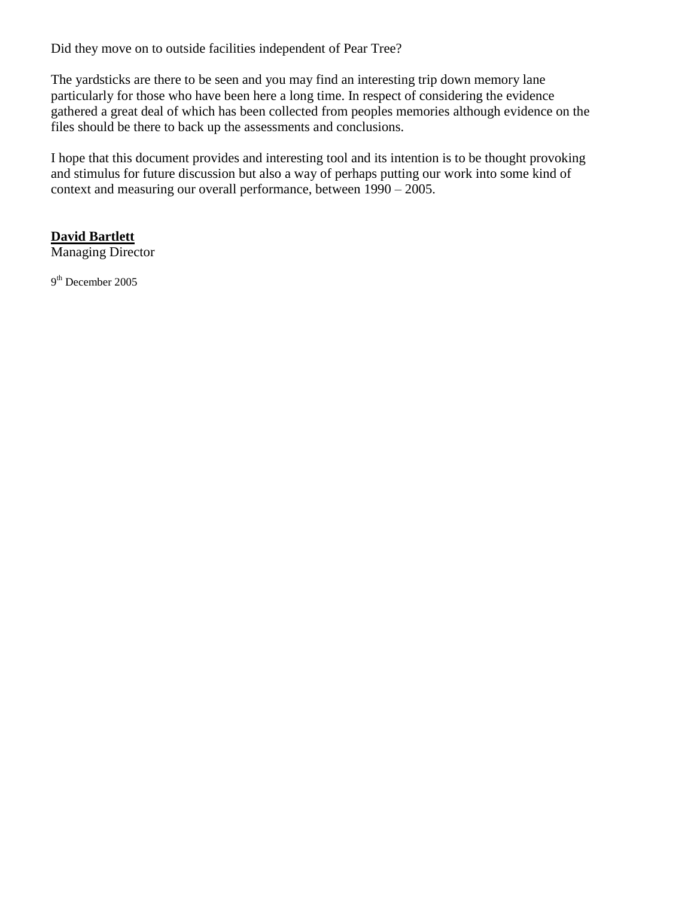Did they move on to outside facilities independent of Pear Tree?

The yardsticks are there to be seen and you may find an interesting trip down memory lane particularly for those who have been here a long time. In respect of considering the evidence gathered a great deal of which has been collected from peoples memories although evidence on the files should be there to back up the assessments and conclusions.

I hope that this document provides and interesting tool and its intention is to be thought provoking and stimulus for future discussion but also a way of perhaps putting our work into some kind of context and measuring our overall performance, between 1990 – 2005.

**David Bartlett**
Managing Director

9th December 2005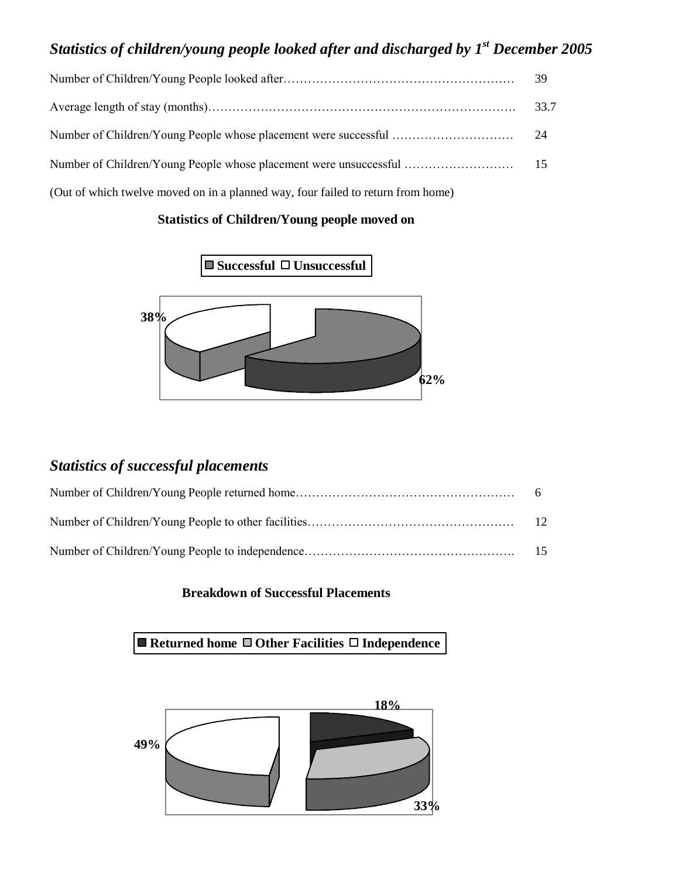## *Statistics of children/young people looked after and discharged by 1st December 2005*

Number of Children/Young People looked after………………………………………………… 39

Average length of stay (months)…………………………………………………………………. 33.7

Number of Children/Young People whose placement were successful ………………………… 24

Number of Children/Young People whose placement were unsuccessful ……………………… 15

(Out of which twelve moved on in a planned way, four failed to return from home)

**Statistics of Children/Young people moved on**

**Successful** **Unsuccessful**

**38%**

**62%**

## *Statistics of successful placements*

Number of Children/Young People returned home……………………………………………… 6

Number of Children/Young People to other facilities…………………………………………… 12

Number of Children/Young People to independence……………………………………………. 15

**Breakdown of Successful Placements**

**Returned home** **Other Facilities** **Independence**

**18%**

**49%**

**33%**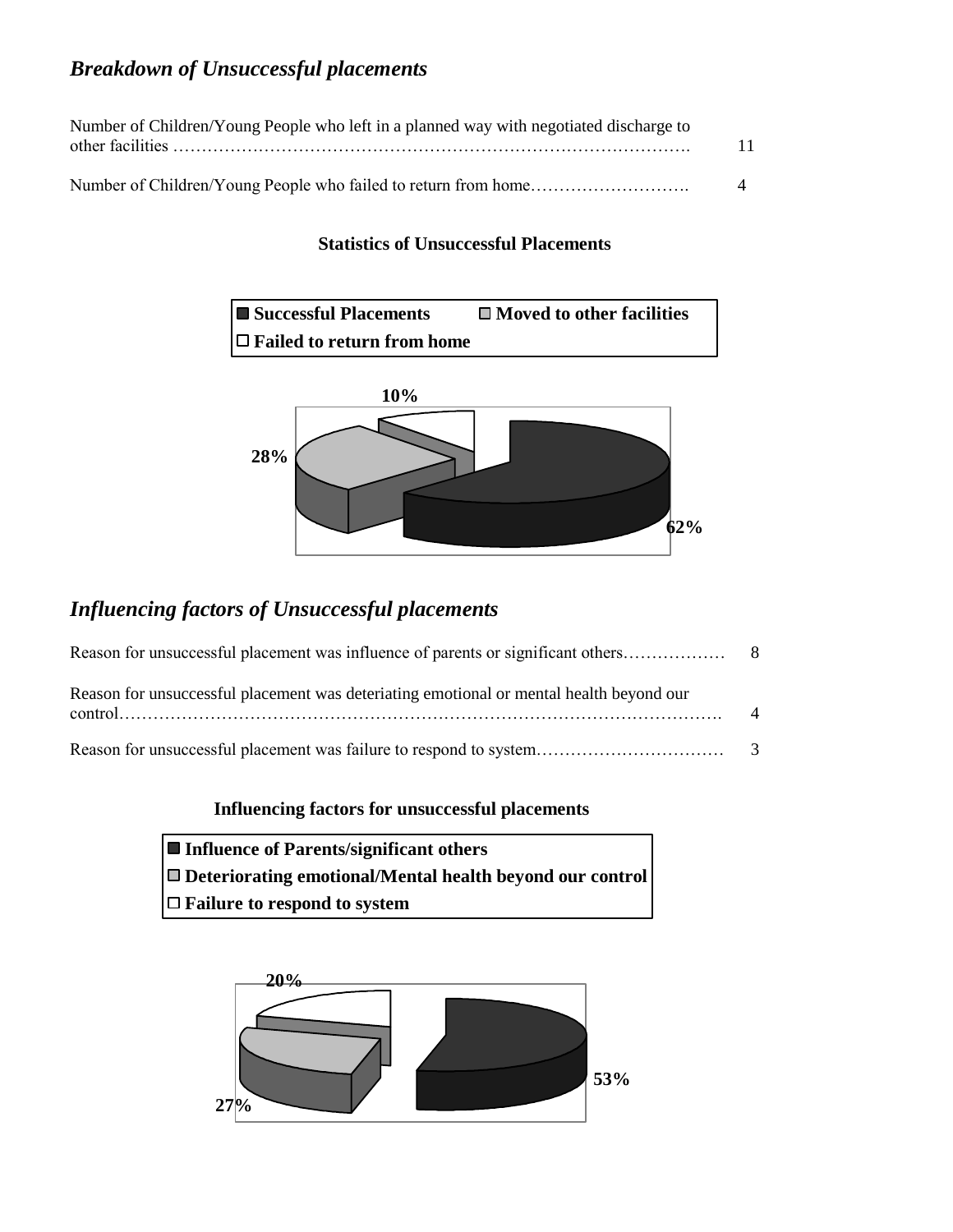## *Breakdown of Unsuccessful placements*

Number of Children/Young People who left in a planned way with negotiated discharge to other facilities ………………………………………………………………………………. 11

Number of Children/Young People who failed to return from home………………………. 4

**Statistics of Unsuccessful Placements**

■ **Successful Placements** □ **Moved to other facilities**
□ **Failed to return from home**

10%
28%
62%

## *Influencing factors of Unsuccessful placements*

Reason for unsuccessful placement was influence of parents or significant others……………… 8

Reason for unsuccessful placement was deteriating emotional or mental health beyond our control………………………………………………………………………………………. 4

Reason for unsuccessful placement was failure to respond to system…………………………… 3

**Influencing factors for unsuccessful placements**

■ **Influence of Parents/significant others**
□ **Deteriorating emotional/Mental health beyond our control**
□ **Failure to respond to system**

20%
27%
53%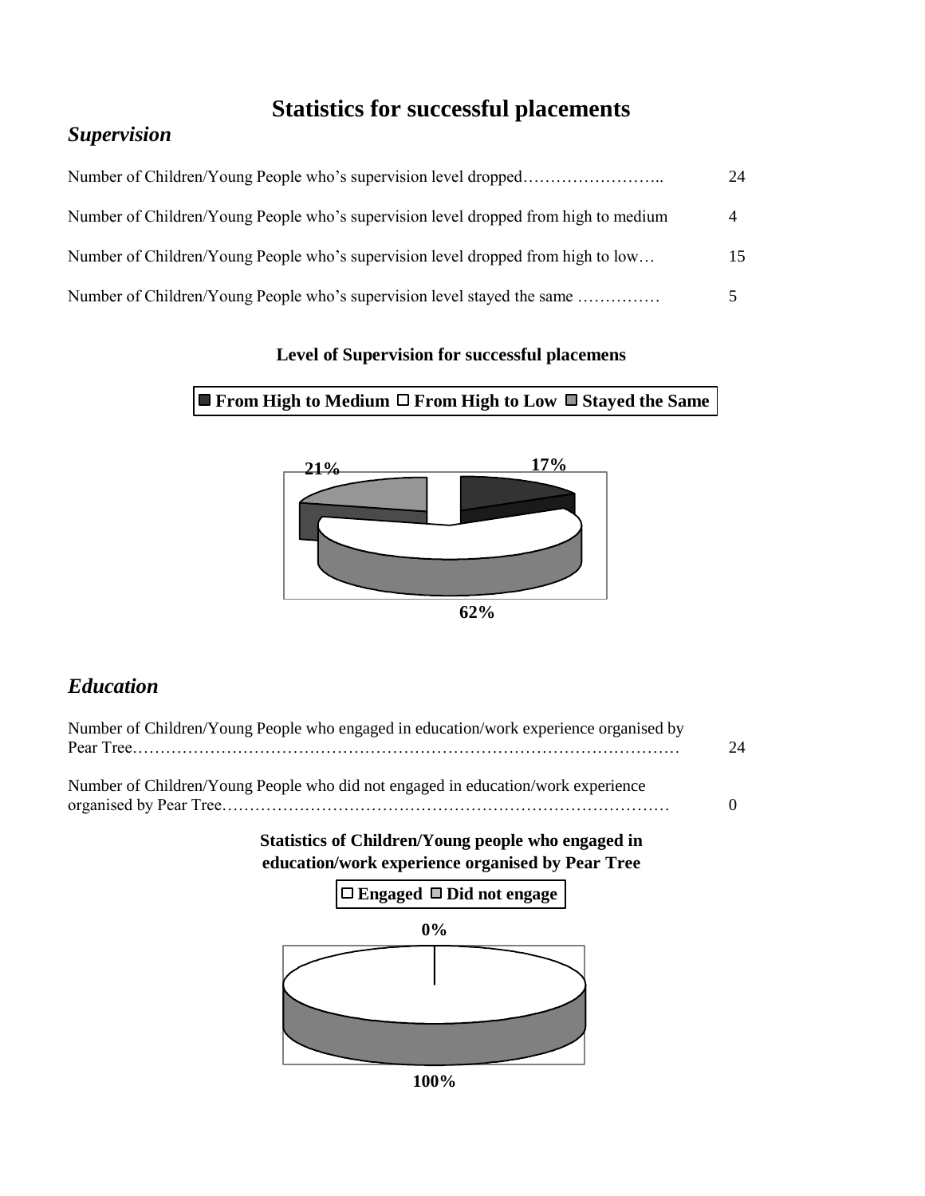# Statistics for successful placements

## *Supervision*

| | |
|---|---|
| Number of Children/Young People who's supervision level dropped…………………….. | 24 |
| Number of Children/Young People who's supervision level dropped from high to medium | 4 |
| Number of Children/Young People who's supervision level dropped from high to low… | 15 |
| Number of Children/Young People who's supervision level stayed the same …………… | 5 |

**Level of Supervision for successful placemens**

**From High to Medium** **From High to Low** **Stayed the Same**

17%

62%

21%

## *Education*

| | |
|---|---|
| Number of Children/Young People who engaged in education/work experience organised by Pear Tree……………………………………………………………………………………… | 24 |
| Number of Children/Young People who did not engaged in education/work experience organised by Pear Tree……………………………………………………………………… | 0 |

**Statistics of Children/Young people who engaged in education/work experience organised by Pear Tree**

**Engaged** **Did not engage**

0%

100%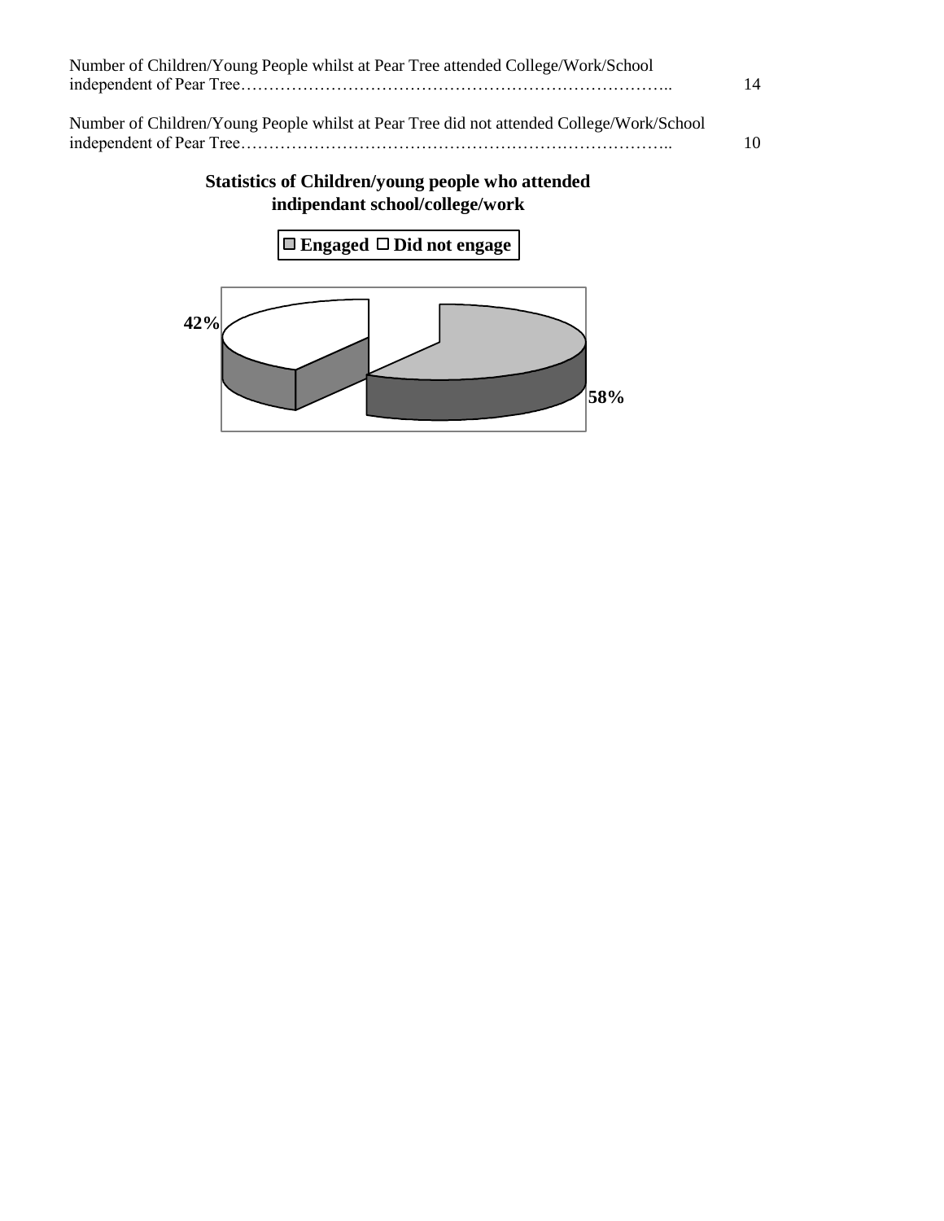Number of Children/Young People whilst at Pear Tree attended College/Work/School independent of Pear Tree………………………………………………………………….. 14

Number of Children/Young People whilst at Pear Tree did not attended College/Work/School independent of Pear Tree………………………………………………………………….. 10

**Statistics of Children/young people who attended indipendant school/college/work**

**Engaged** **Did not engage**

**42%**

**58%**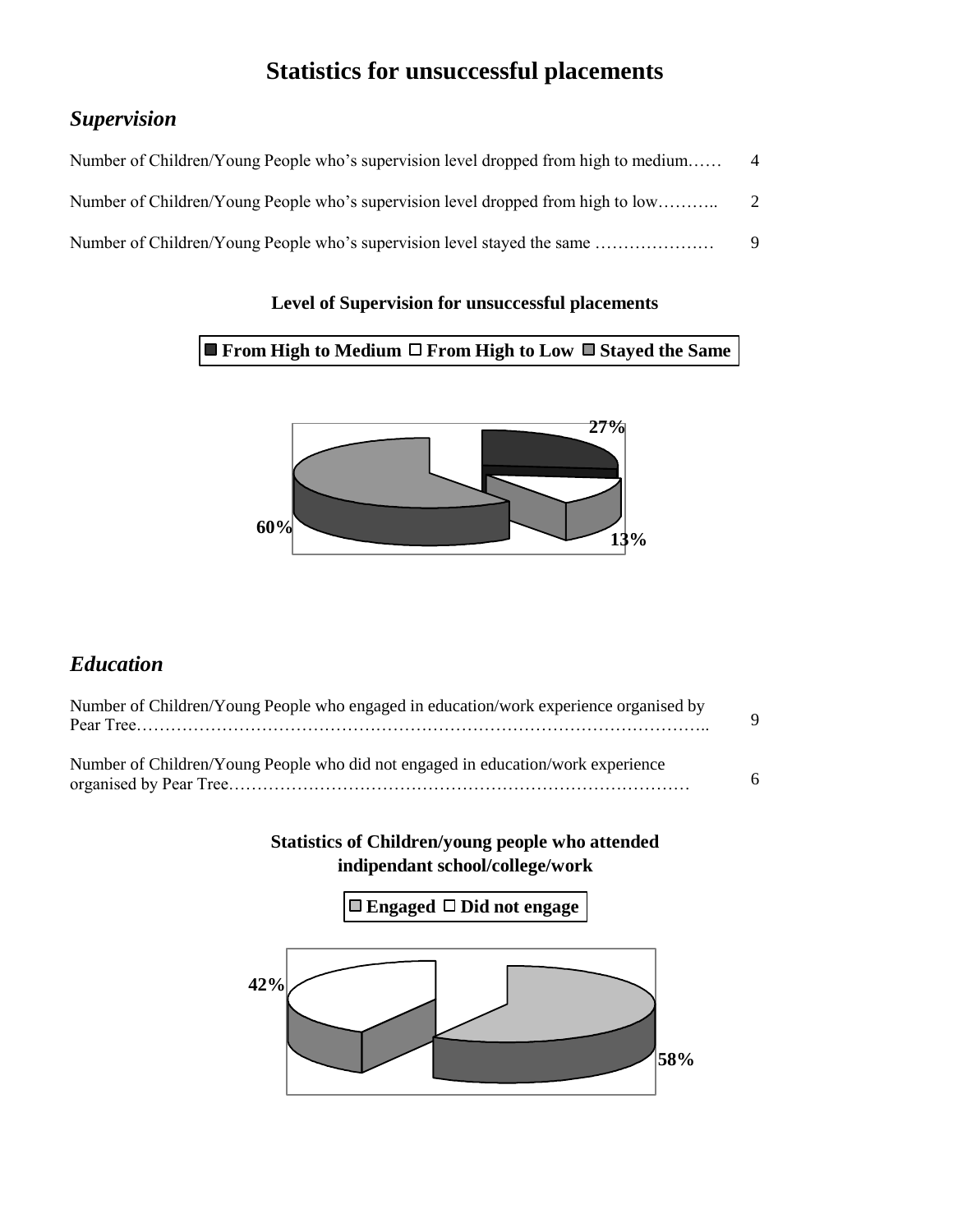# Statistics for unsuccessful placements

## *Supervision*

Number of Children/Young People who's supervision level dropped from high to medium…… 4

Number of Children/Young People who's supervision level dropped from high to low……….. 2

Number of Children/Young People who's supervision level stayed the same ………………… 9

**Level of Supervision for unsuccessful placements**

**From High to Medium** **From High to Low** **Stayed the Same**

**27%**

**60%**

**13%**

## *Education*

Number of Children/Young People who engaged in education/work experience organised by Pear Tree…………………………………………………………………………………….. 9

Number of Children/Young People who did not engaged in education/work experience organised by Pear Tree………………………………………………………………………… 6

**Statistics of Children/young people who attended indipendant school/college/work**

**Engaged** **Did not engage**

**42%**

**58%**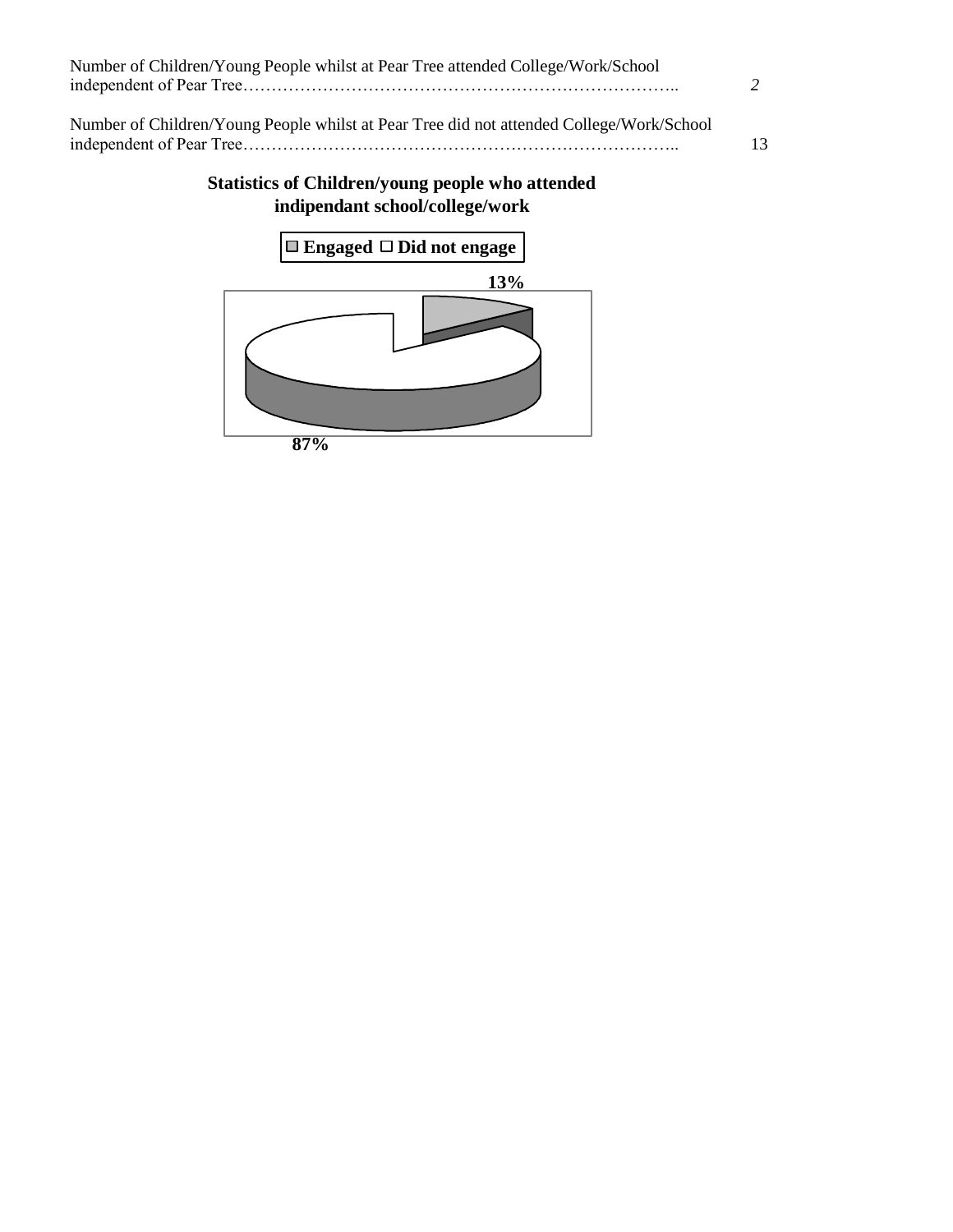Number of Children/Young People whilst at Pear Tree attended College/Work/School independent of Pear Tree…………………………………………………………………….. *2*

Number of Children/Young People whilst at Pear Tree did not attended College/Work/School independent of Pear Tree…………………………………………………………………….. 13

**Statistics of Children/young people who attended indipendant school/college/work**

**Engaged** **Did not engage**

**13%**

**87%**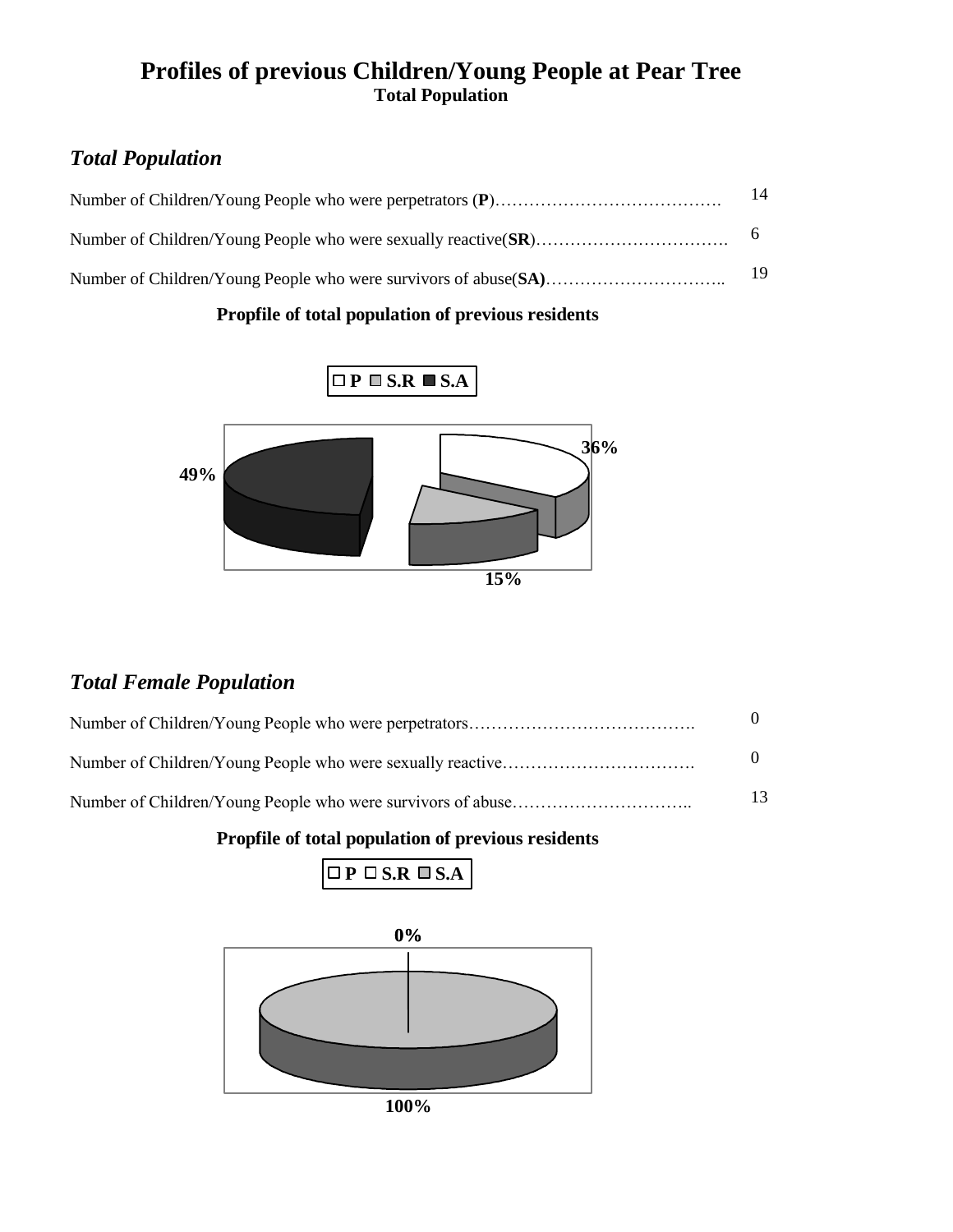# Profiles of previous Children/Young People at Pear Tree

**Total Population**

## *Total Population*

Number of Children/Young People who were perpetrators (**P**)…………………………………. 14

Number of Children/Young People who were sexually reactive(**SR**)……………………………. 6

Number of Children/Young People who were survivors of abuse(**SA)**………………………….. 19

**Propfile of total population of previous residents**

**P** **S.R** **S.A**

**36%**

**49%**

**15%**

## *Total Female Population*

Number of Children/Young People who were perpetrators…………………………………. 0

Number of Children/Young People who were sexually reactive……………………………. 0

Number of Children/Young People who were survivors of abuse………………………….. 13

**Propfile of total population of previous residents**

**P** **S.R** **S.A**

**0%**

**100%**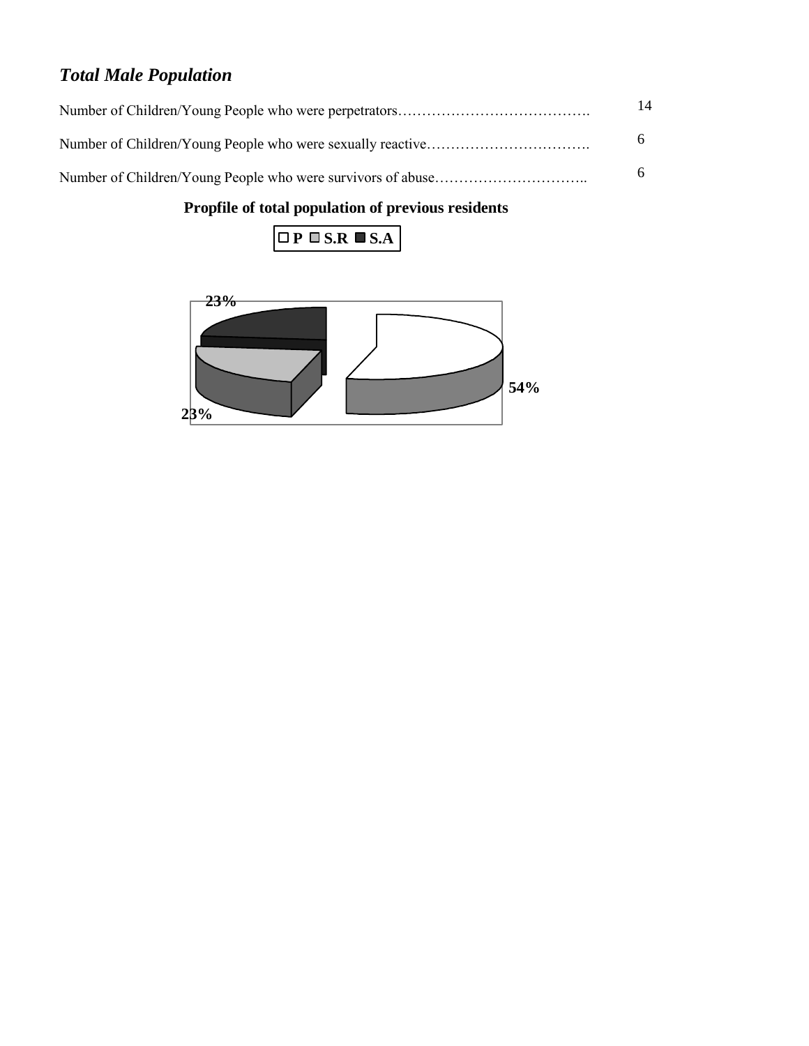### *Total Male Population*

Number of Children/Young People who were perpetrators…………………………………. 14

Number of Children/Young People who were sexually reactive……………………………. 6

Number of Children/Young People who were survivors of abuse………………………….. 6

**Propfile of total population of previous residents**

**P S.R S.A**

**23%**

**54%**

**23%**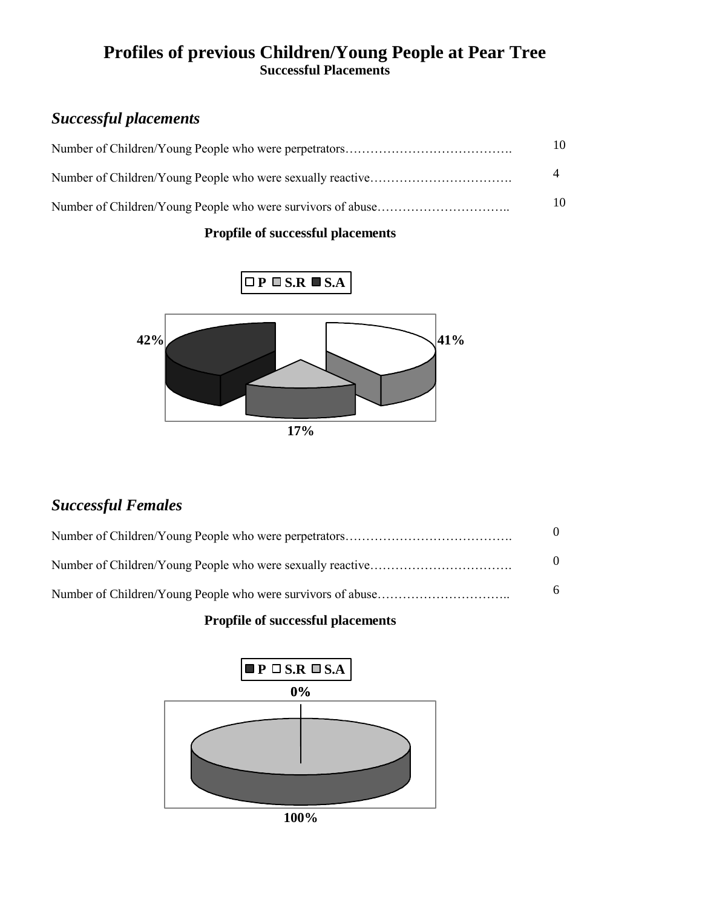# Profiles of previous Children/Young People at Pear Tree

**Successful Placements**

## *Successful placements*

Number of Children/Young People who were perpetrators…………………………………. 10

Number of Children/Young People who were sexually reactive……………………………. 4

Number of Children/Young People who were survivors of abuse………………………….. 10

**Propfile of successful placements**

□ P □ S.R ■ S.A

42%

41%

17%

## *Successful Females*

Number of Children/Young People who were perpetrators…………………………………. 0

Number of Children/Young People who were sexually reactive……………………………. 0

Number of Children/Young People who were survivors of abuse………………………….. 6

**Propfile of successful placements**

■ P □ S.R □ S.A

0%

100%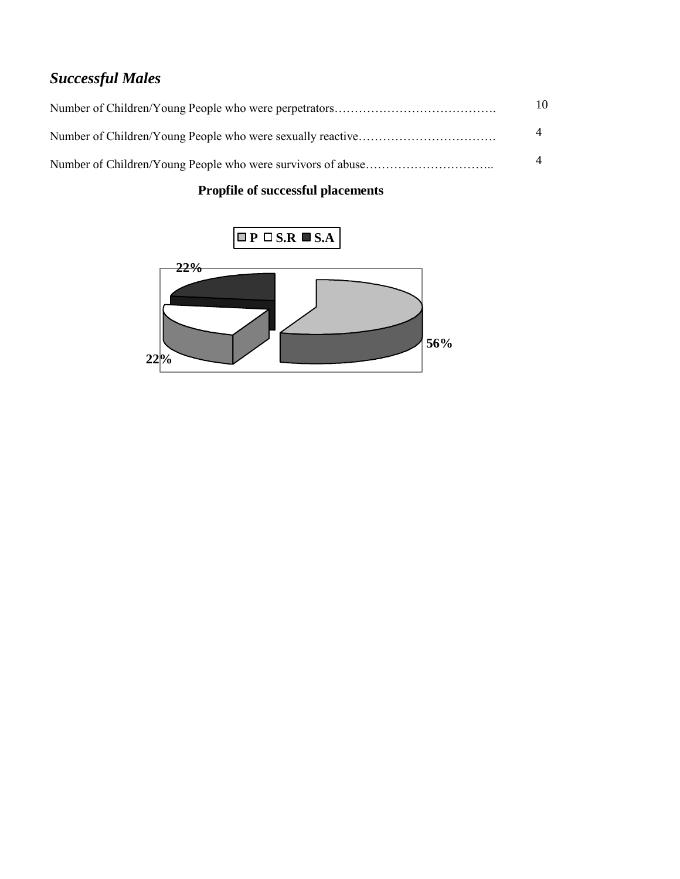## *Successful Males*

Number of Children/Young People who were perpetrators…………………………………. 10

Number of Children/Young People who were sexually reactive……………………………. 4

Number of Children/Young People who were survivors of abuse………………………….. 4

**Propfile of successful placements**

**P** **S.R** **S.A**

22%

56%

22%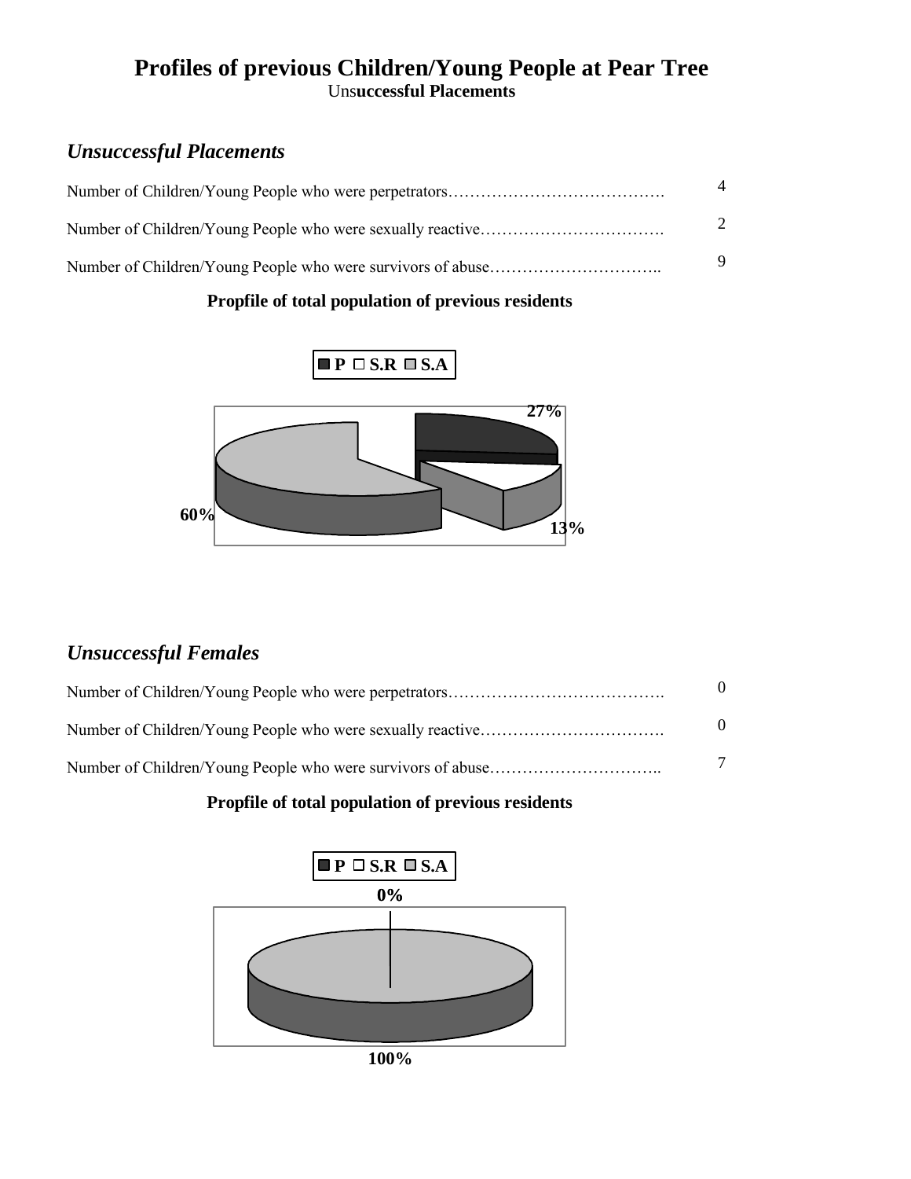# Profiles of previous Children/Young People at Pear Tree

**Unsuccessful Placements**

## *Unsuccessful Placements*

Number of Children/Young People who were perpetrators…………………………………. 4

Number of Children/Young People who were sexually reactive……………………………. 2

Number of Children/Young People who were survivors of abuse………………………….. 9

**Propfile of total population of previous residents**

P S.R S.A

27%

13%

60%

## *Unsuccessful Females*

Number of Children/Young People who were perpetrators…………………………………. 0

Number of Children/Young People who were sexually reactive……………………………. 0

Number of Children/Young People who were survivors of abuse………………………….. 7

**Propfile of total population of previous residents**

P S.R S.A

0%

100%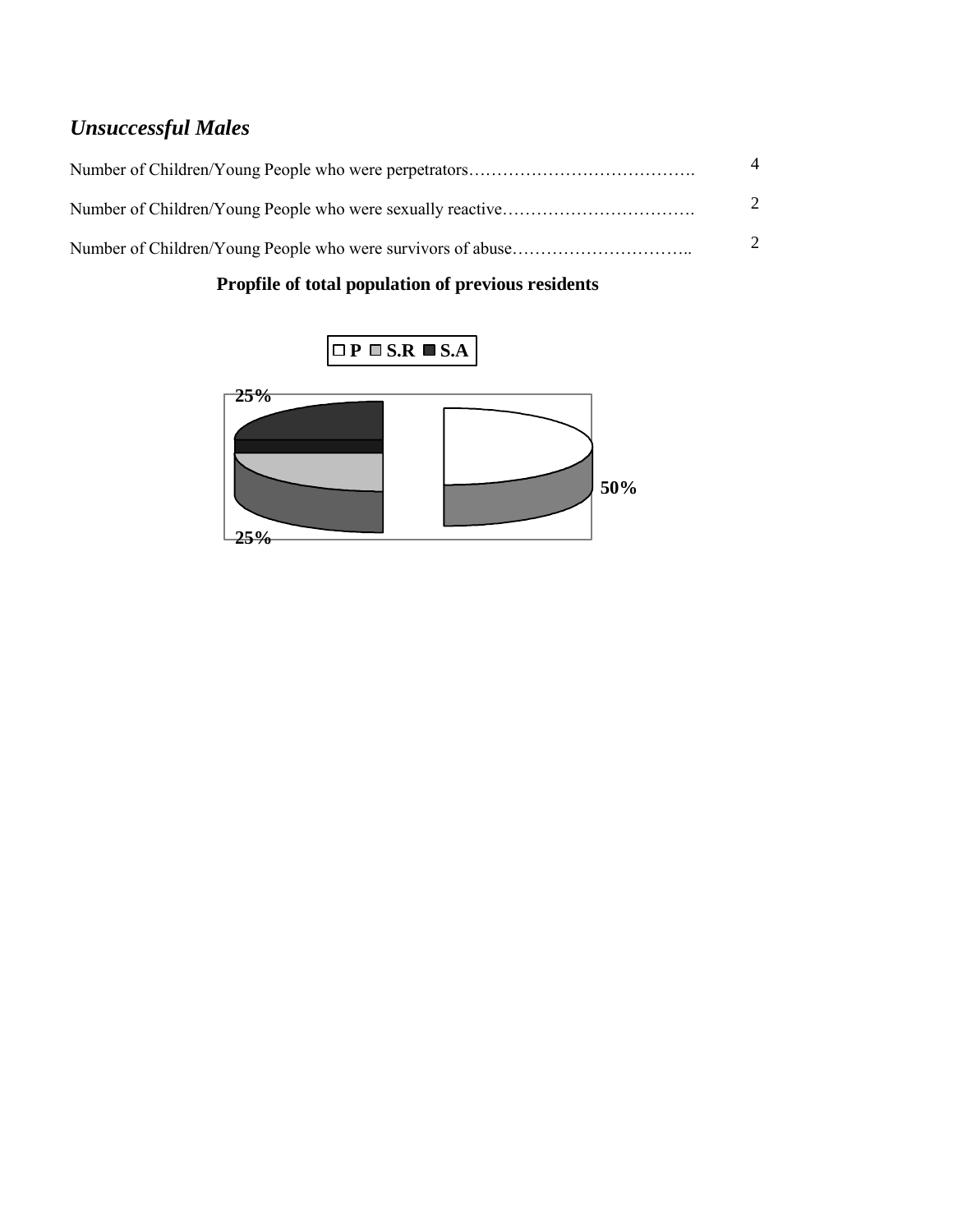## *Unsuccessful Males*

Number of Children/Young People who were perpetrators…………………………………. 4

Number of Children/Young People who were sexually reactive……………………………. 2

Number of Children/Young People who were survivors of abuse………………………….. 2

**Propfile of total population of previous residents**

P S.R S.A

25%

50%

25%